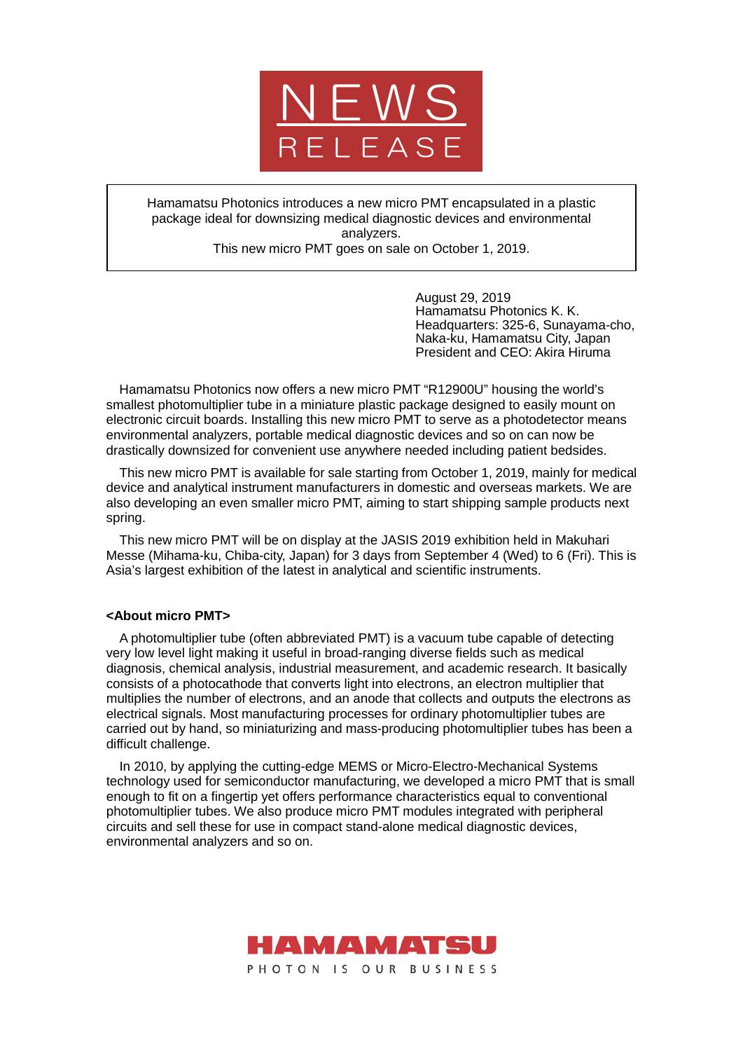# NEWS RELEASE

Hamamatsu Photonics introduces a new micro PMT encapsulated in a plastic package ideal for downsizing medical diagnostic devices and environmental analyzers.
This new micro PMT goes on sale on October 1, 2019.

August 29, 2019
Hamamatsu Photonics K. K.
Headquarters: 325-6, Sunayama-cho, Naka-ku, Hamamatsu City, Japan
President and CEO: Akira Hiruma

Hamamatsu Photonics now offers a new micro PMT “R12900U” housing the world’s smallest photomultiplier tube in a miniature plastic package designed to easily mount on electronic circuit boards. Installing this new micro PMT to serve as a photodetector means environmental analyzers, portable medical diagnostic devices and so on can now be drastically downsized for convenient use anywhere needed including patient bedsides.

This new micro PMT is available for sale starting from October 1, 2019, mainly for medical device and analytical instrument manufacturers in domestic and overseas markets. We are also developing an even smaller micro PMT, aiming to start shipping sample products next spring.

This new micro PMT will be on display at the JASIS 2019 exhibition held in Makuhari Messe (Mihama-ku, Chiba-city, Japan) for 3 days from September 4 (Wed) to 6 (Fri). This is Asia’s largest exhibition of the latest in analytical and scientific instruments.

**<About micro PMT>**

A photomultiplier tube (often abbreviated PMT) is a vacuum tube capable of detecting very low level light making it useful in broad-ranging diverse fields such as medical diagnosis, chemical analysis, industrial measurement, and academic research. It basically consists of a photocathode that converts light into electrons, an electron multiplier that multiplies the number of electrons, and an anode that collects and outputs the electrons as electrical signals. Most manufacturing processes for ordinary photomultiplier tubes are carried out by hand, so miniaturizing and mass-producing photomultiplier tubes has been a difficult challenge.

In 2010, by applying the cutting-edge MEMS or Micro-Electro-Mechanical Systems technology used for semiconductor manufacturing, we developed a micro PMT that is small enough to fit on a fingertip yet offers performance characteristics equal to conventional photomultiplier tubes. We also produce micro PMT modules integrated with peripheral circuits and sell these for use in compact stand-alone medical diagnostic devices, environmental analyzers and so on.

HAMAMATSU
PHOTON IS OUR BUSINESS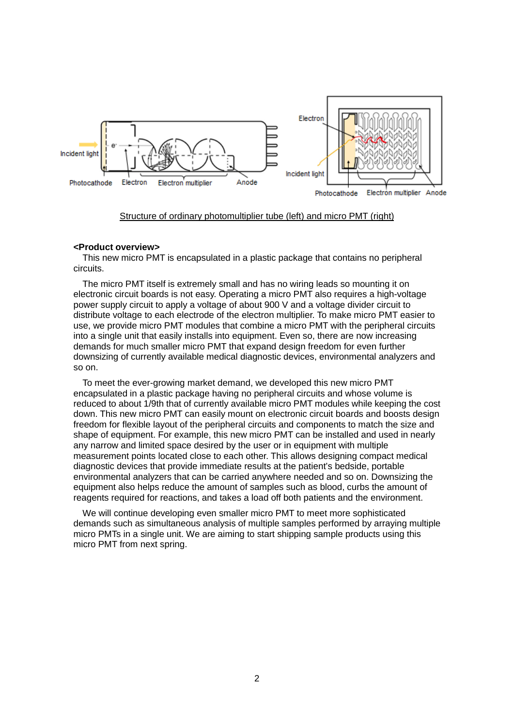Incident light

Photocathode Electron Electron multiplier Anode

Electron

Incident light

Photocathode Electron multiplier Anode

Structure of ordinary photomultiplier tube (left) and micro PMT (right)

**<Product overview>**

This new micro PMT is encapsulated in a plastic package that contains no peripheral circuits.

The micro PMT itself is extremely small and has no wiring leads so mounting it on electronic circuit boards is not easy. Operating a micro PMT also requires a high-voltage power supply circuit to apply a voltage of about 900 V and a voltage divider circuit to distribute voltage to each electrode of the electron multiplier. To make micro PMT easier to use, we provide micro PMT modules that combine a micro PMT with the peripheral circuits into a single unit that easily installs into equipment. Even so, there are now increasing demands for much smaller micro PMT that expand design freedom for even further downsizing of currently available medical diagnostic devices, environmental analyzers and so on.

To meet the ever-growing market demand, we developed this new micro PMT encapsulated in a plastic package having no peripheral circuits and whose volume is reduced to about 1/9th that of currently available micro PMT modules while keeping the cost down. This new micro PMT can easily mount on electronic circuit boards and boosts design freedom for flexible layout of the peripheral circuits and components to match the size and shape of equipment. For example, this new micro PMT can be installed and used in nearly any narrow and limited space desired by the user or in equipment with multiple measurement points located close to each other. This allows designing compact medical diagnostic devices that provide immediate results at the patient's bedside, portable environmental analyzers that can be carried anywhere needed and so on. Downsizing the equipment also helps reduce the amount of samples such as blood, curbs the amount of reagents required for reactions, and takes a load off both patients and the environment.

We will continue developing even smaller micro PMT to meet more sophisticated demands such as simultaneous analysis of multiple samples performed by arraying multiple micro PMTs in a single unit. We are aiming to start shipping sample products using this micro PMT from next spring.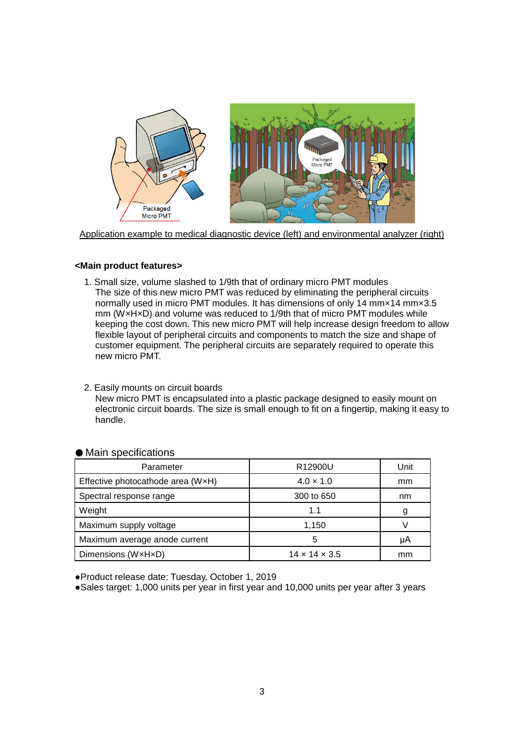Packaged Micro PMT

Packaged Micro PMT

Application example to medical diagnostic device (left) and environmental analyzer (right)

**<Main product features>**

1. Small size, volume slashed to 1/9th that of ordinary micro PMT modules
   The size of this new micro PMT was reduced by eliminating the peripheral circuits normally used in micro PMT modules. It has dimensions of only 14 mm×14 mm×3.5 mm (W×H×D) and volume was reduced to 1/9th that of micro PMT modules while keeping the cost down. This new micro PMT will help increase design freedom to allow flexible layout of peripheral circuits and components to match the size and shape of customer equipment. The peripheral circuits are separately required to operate this new micro PMT.

2. Easily mounts on circuit boards
   New micro PMT is encapsulated into a plastic package designed to easily mount on electronic circuit boards. The size is small enough to fit on a fingertip, making it easy to handle.

● Main specifications

| Parameter | R12900U | Unit |
|---|---|---|
| Effective photocathode area (W×H) | 4.0 × 1.0 | mm |
| Spectral response range | 300 to 650 | nm |
| Weight | 1.1 | g |
| Maximum supply voltage | 1,150 | V |
| Maximum average anode current | 5 | μA |
| Dimensions (W×H×D) | 14 × 14 × 3.5 | mm |

●Product release date: Tuesday, October 1, 2019
●Sales target: 1,000 units per year in first year and 10,000 units per year after 3 years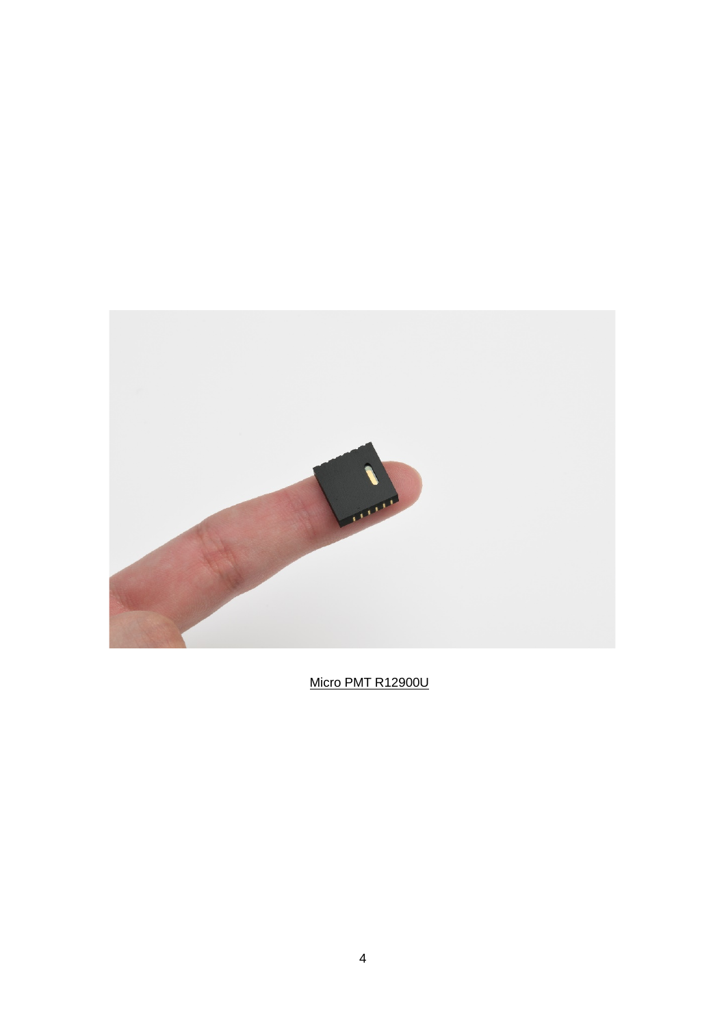Micro PMT R12900U